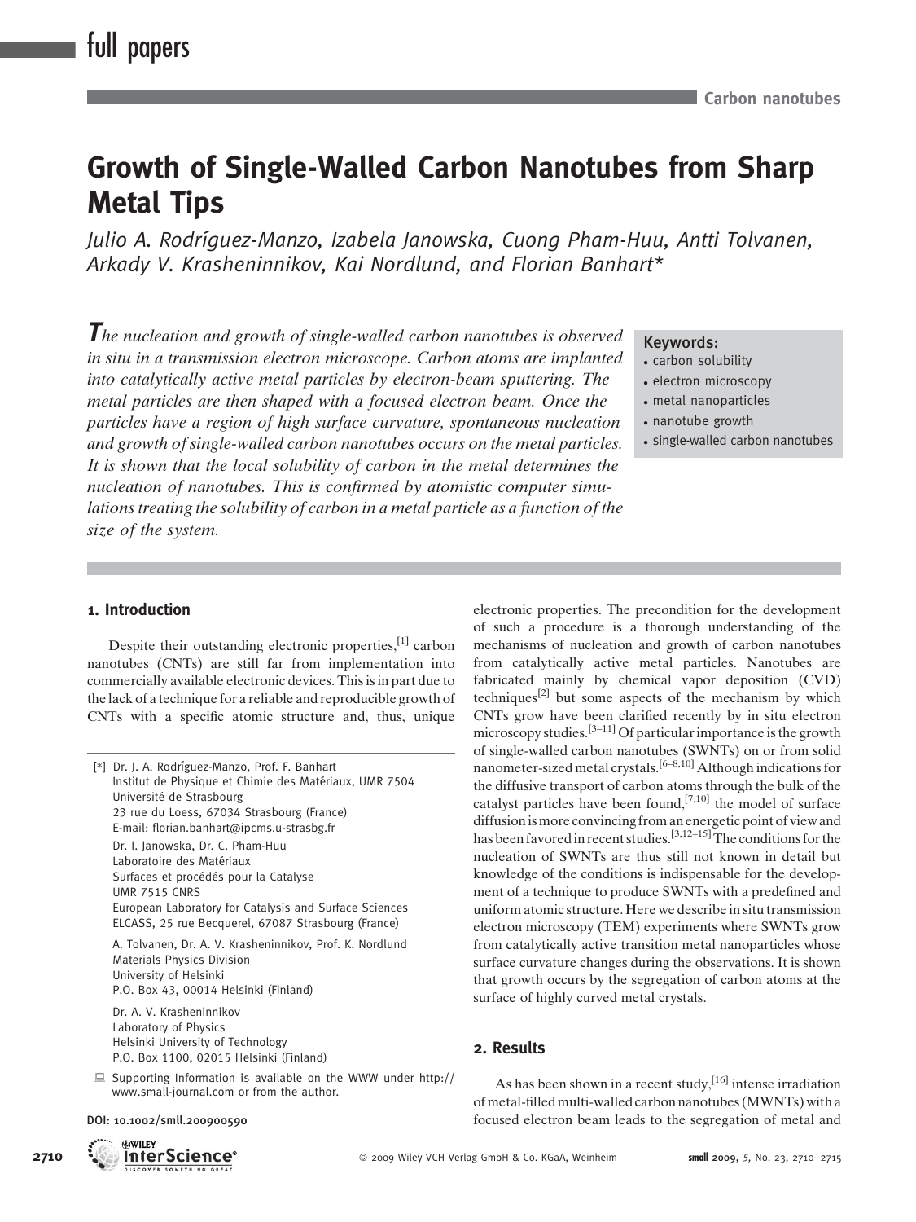# Growth of Single-Walled Carbon Nanotubes from Sharp Metal Tips

*Julio A. Rodríguez-Manzo, Izabela Janowska, Cuong Pham-Huu, Antti Tolvanen, Arkady V. Krasheninnikov, Kai Nordlund, and Florian Banhart**

*The nucleation and growth of single-walled carbon nanotubes is observed in situ in a transmission electron microscope. Carbon atoms are implanted into catalytically active metal particles by electron-beam sputtering. The metal particles are then shaped with a focused electron beam. Once the particles have a region of high surface curvature, spontaneous nucleation and growth of single-walled carbon nanotubes occurs on the metal particles. It is shown that the local solubility of carbon in the metal determines the nucleation of nanotubes. This is confirmed by atomistic computer simulations treating the solubility of carbon in a metal particle as a function of the size of the system.*

**Keywords:**
- carbon solubility
- electron microscopy
- metal nanoparticles
- nanotube growth
- single-walled carbon nanotubes

## 1. Introduction

Despite their outstanding electronic properties,[1] carbon nanotubes (CNTs) are still far from implementation into commercially available electronic devices. This is in part due to the lack of a technique for a reliable and reproducible growth of CNTs with a specific atomic structure and, thus, unique electronic properties. The precondition for the development of such a procedure is a thorough understanding of the mechanisms of nucleation and growth of carbon nanotubes from catalytically active metal particles. Nanotubes are fabricated mainly by chemical vapor deposition (CVD) techniques[2] but some aspects of the mechanism by which CNTs grow have been clarified recently by in situ electron microscopy studies.[3–11] Of particular importance is the growth of single-walled carbon nanotubes (SWNTs) on or from solid nanometer-sized metal crystals.[6–8,10] Although indications for the diffusive transport of carbon atoms through the bulk of the catalyst particles have been found,[7,10] the model of surface diffusion is more convincing from an energetic point of view and has been favored in recent studies.[3,12–15] The conditions for the nucleation of SWNTs are thus still not known in detail but knowledge of the conditions is indispensable for the development of a technique to produce SWNTs with a predefined and uniform atomic structure. Here we describe in situ transmission electron microscopy (TEM) experiments where SWNTs grow from catalytically active transition metal nanoparticles whose surface curvature changes during the observations. It is shown that growth occurs by the segregation of carbon atoms at the surface of highly curved metal crystals.

## 2. Results

As has been shown in a recent study,[16] intense irradiation of metal-filled multi-walled carbon nanotubes (MWNTs) with a focused electron beam leads to the segregation of metal and

---

[*] Dr. J. A. Rodríguez-Manzo, Prof. F. Banhart
Institut de Physique et Chimie des Matériaux, UMR 7504
Université de Strasbourg
23 rue du Loess, 67034 Strasbourg (France)
E-mail: florian.banhart@ipcms.u-strasbg.fr

Dr. I. Janowska, Dr. C. Pham-Huu
Laboratoire des Matériaux
Surfaces et procédés pour la Catalyse
UMR 7515 CNRS
European Laboratory for Catalysis and Surface Sciences
ELCASS, 25 rue Becquerel, 67087 Strasbourg (France)

A. Tolvanen, Dr. A. V. Krasheninnikov, Prof. K. Nordlund
Materials Physics Division
University of Helsinki
P.O. Box 43, 00014 Helsinki (Finland)

Dr. A. V. Krasheninnikov
Laboratory of Physics
Helsinki University of Technology
P.O. Box 1100, 02015 Helsinki (Finland)

Supporting Information is available on the WWW under http://www.small-journal.com or from the author.

DOI: 10.1002/smll.200900590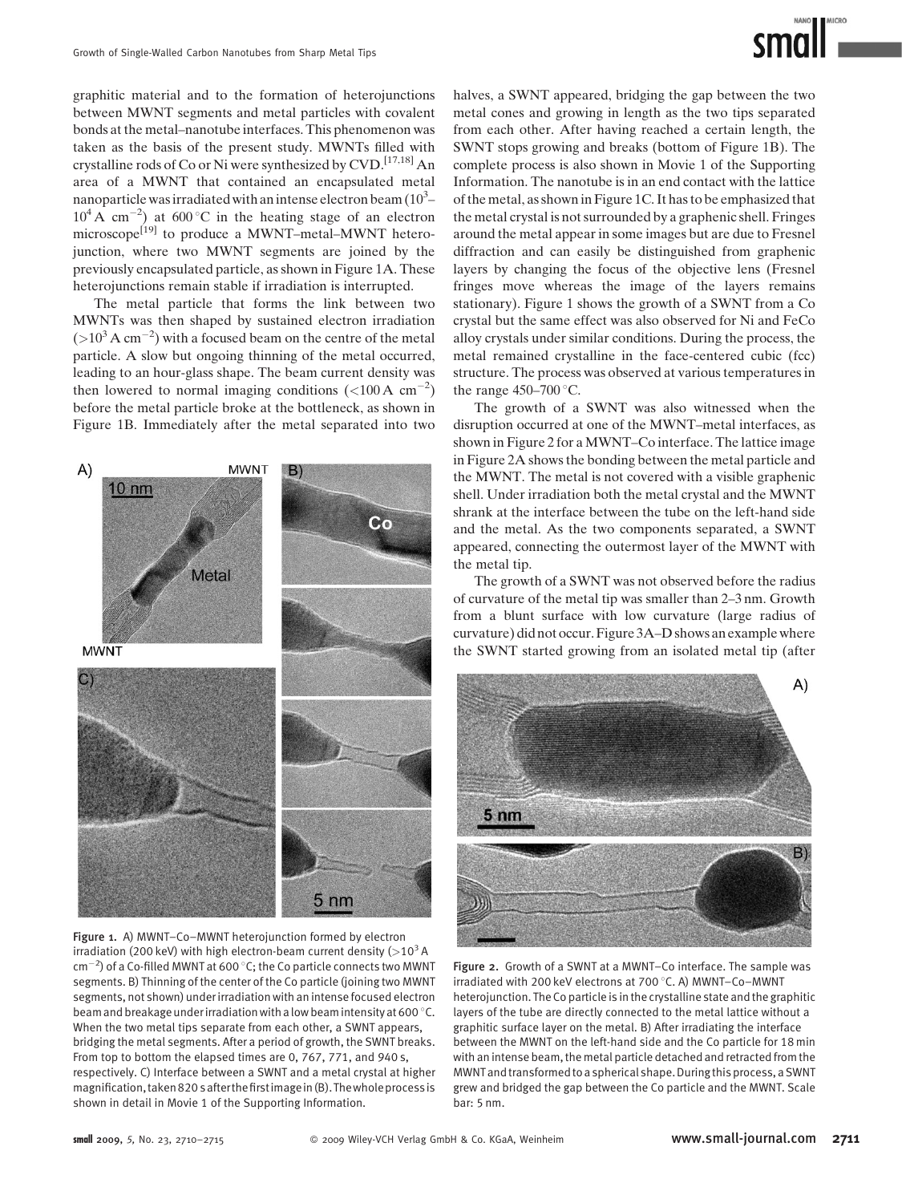graphitic material and to the formation of heterojunctions between MWNT segments and metal particles with covalent bonds at the metal–nanotube interfaces. This phenomenon was taken as the basis of the present study. MWNTs filled with crystalline rods of Co or Ni were synthesized by CVD.[17,18] An area of a MWNT that contained an encapsulated metal nanoparticle was irradiated with an intense electron beam ($10^3$–$10^4$ A cm$^{-2}$) at 600 °C in the heating stage of an electron microscope[19] to produce a MWNT–metal–MWNT heterojunction, where two MWNT segments are joined by the previously encapsulated particle, as shown in Figure 1A. These heterojunctions remain stable if irradiation is interrupted.

The metal particle that forms the link between two MWNTs was then shaped by sustained electron irradiation ($>10^3$ A cm$^{-2}$) with a focused beam on the centre of the metal particle. A slow but ongoing thinning of the metal occurred, leading to an hour-glass shape. The beam current density was then lowered to normal imaging conditions ($<100$ A cm$^{-2}$) before the metal particle broke at the bottleneck, as shown in Figure 1B. Immediately after the metal separated into two halves, a SWNT appeared, bridging the gap between the two metal cones and growing in length as the two tips separated from each other. After having reached a certain length, the SWNT stops growing and breaks (bottom of Figure 1B). The complete process is also shown in Movie 1 of the Supporting Information. The nanotube is in an end contact with the lattice of the metal, as shown in Figure 1C. It has to be emphasized that the metal crystal is not surrounded by a graphenic shell. Fringes around the metal appear in some images but are due to Fresnel diffraction and can easily be distinguished from graphenic layers by changing the focus of the objective lens (Fresnel fringes move whereas the image of the layers remains stationary). Figure 1 shows the growth of a SWNT from a Co crystal but the same effect was also observed for Ni and FeCo alloy crystals under similar conditions. During the process, the metal remained crystalline in the face-centered cubic (fcc) structure. The process was observed at various temperatures in the range 450–700 °C.

Figure 1. A) MWNT–Co–MWNT heterojunction formed by electron irradiation (200 keV) with high electron-beam current density ($>10^3$ A cm$^{-2}$) of a Co-filled MWNT at 600 °C; the Co particle connects two MWNT segments. B) Thinning of the center of the Co particle (joining two MWNT segments, not shown) under irradiation with an intense focused electron beam and breakage under irradiation with a low beam intensity at 600 °C. When the two metal tips separate from each other, a SWNT appears, bridging the metal segments. After a period of growth, the SWNT breaks. From top to bottom the elapsed times are 0, 767, 771, and 940 s, respectively. C) Interface between a SWNT and a metal crystal at higher magnification, taken 820 s after the first image in (B). The whole process is shown in detail in Movie 1 of the Supporting Information.

The growth of a SWNT was also witnessed when the disruption occurred at one of the MWNT–metal interfaces, as shown in Figure 2 for a MWNT–Co interface. The lattice image in Figure 2A shows the bonding between the metal particle and the MWNT. The metal is not covered with a visible graphenic shell. Under irradiation both the metal crystal and the MWNT shrank at the interface between the tube on the left-hand side and the metal. As the two components separated, a SWNT appeared, connecting the outermost layer of the MWNT with the metal tip.

The growth of a SWNT was not observed before the radius of curvature of the metal tip was smaller than 2–3 nm. Growth from a blunt surface with low curvature (large radius of curvature) did not occur. Figure 3A–D shows an example where the SWNT started growing from an isolated metal tip (after

Figure 2. Growth of a SWNT at a MWNT–Co interface. The sample was irradiated with 200 keV electrons at 700 °C. A) MWNT–Co–MWNT heterojunction. The Co particle is in the crystalline state and the graphitic layers of the tube are directly connected to the metal lattice without a graphitic surface layer on the metal. B) After irradiating the interface between the MWNT on the left-hand side and the Co particle for 18 min with an intense beam, the metal particle detached and retracted from the MWNT and transformed to a spherical shape. During this process, a SWNT grew and bridged the gap between the Co particle and the MWNT. Scale bar: 5 nm.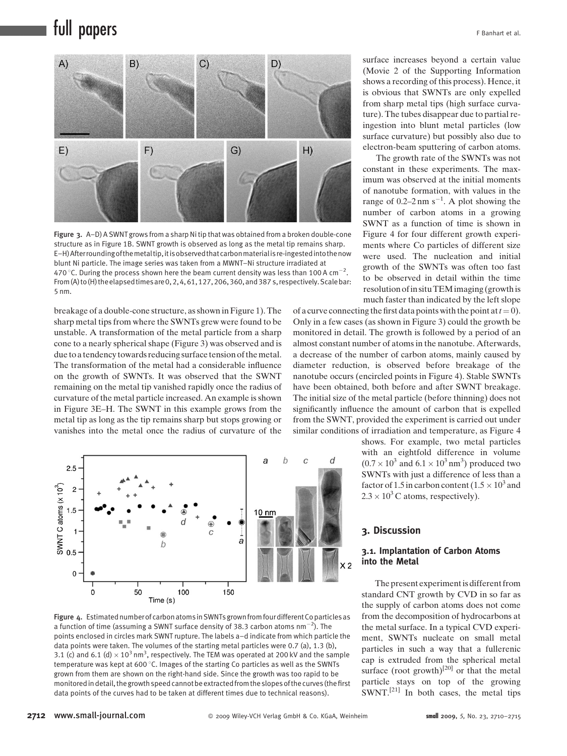Figure 3. A–D) A SWNT grows from a sharp Ni tip that was obtained from a broken double-cone structure as in Figure 1B. SWNT growth is observed as long as the metal tip remains sharp. E–H) After rounding of the metal tip, it is observed that carbon material is re-ingested into the now blunt Ni particle. The image series was taken from a MWNT–Ni structure irradiated at 470 °C. During the process shown here the beam current density was less than 100 A $cm^{-2}$. From (A) to (H) the elapsed times are 0, 2, 4, 61, 127, 206, 360, and 387 s, respectively. Scale bar: 5 nm.

breakage of a double-cone structure, as shown in Figure 1). The sharp metal tips from where the SWNTs grew were found to be unstable. A transformation of the metal particle from a sharp cone to a nearly spherical shape (Figure 3) was observed and is due to a tendency towards reducing surface tension of the metal. The transformation of the metal had a considerable influence on the growth of SWNTs. It was observed that the SWNT remaining on the metal tip vanished rapidly once the radius of curvature of the metal particle increased. An example is shown in Figure 3E–H. The SWNT in this example grows from the metal tip as long as the tip remains sharp but stops growing or vanishes into the metal once the radius of curvature of the surface increases beyond a certain value (Movie 2 of the Supporting Information shows a recording of this process). Hence, it is obvious that SWNTs are only expelled from sharp metal tips (high surface curvature). The tubes disappear due to partial re-ingestion into blunt metal particles (low surface curvature) but possibly also due to electron-beam sputtering of carbon atoms.

The growth rate of the SWNTs was not constant in these experiments. The maximum was observed at the initial moments of nanotube formation, with values in the range of 0.2–2 nm $s^{-1}$. A plot showing the number of carbon atoms in a growing SWNT as a function of time is shown in Figure 4 for four different growth experiments where Co particles of different size were used. The nucleation and initial growth of the SWNTs was often too fast to be observed in detail within the time resolution of in situ TEM imaging (growth is much faster than indicated by the left slope of a curve connecting the first data points with the point at $t = 0$). Only in a few cases (as shown in Figure 3) could the growth be monitored in detail. The growth is followed by a period of an almost constant number of atoms in the nanotube. Afterwards, a decrease of the number of carbon atoms, mainly caused by diameter reduction, is observed before breakage of the nanotube occurs (encircled points in Figure 4). Stable SWNTs have been obtained, both before and after SWNT breakage. The initial size of the metal particle (before thinning) does not significantly influence the amount of carbon that is expelled from the SWNT, provided the experiment is carried out under similar conditions of irradiation and temperature, as Figure 4 shows. For example, two metal particles with an eightfold difference in volume ($0.7 \times 10^3$ and $6.1 \times 10^3$ $nm^3$) produced two SWNTs with just a difference of less than a factor of 1.5 in carbon content ($1.5 \times 10^3$ and $2.3 \times 10^3$ C atoms, respectively).

Figure 4. Estimated number of carbon atoms in SWNTs grown from four different Co particles as a function of time (assuming a SWNT surface density of 38.3 carbon atoms $nm^{-2}$). The points enclosed in circles mark SWNT rupture. The labels a–d indicate from which particle the data points were taken. The volumes of the starting metal particles were 0.7 (a), 1.3 (b), 3.1 (c) and 6.1 (d) $\times 10^3$ $nm^3$, respectively. The TEM was operated at 200 kV and the sample temperature was kept at 600 °C. Images of the starting Co particles as well as the SWNTs grown from them are shown on the right-hand side. Since the growth was too rapid to be monitored in detail, the growth speed cannot be extracted from the slopes of the curves (the first data points of the curves had to be taken at different times due to technical reasons).

## 3. Discussion

### 3.1. Implantation of Carbon Atoms into the Metal

The present experiment is different from standard CNT growth by CVD in so far as the supply of carbon atoms does not come from the decomposition of hydrocarbons at the metal surface. In a typical CVD experiment, SWNTs nucleate on small metal particles in such a way that a fullerenic cap is extruded from the spherical metal surface (root growth)[20] or that the metal particle stays on top of the growing SWNT.[21] In both cases, the metal tips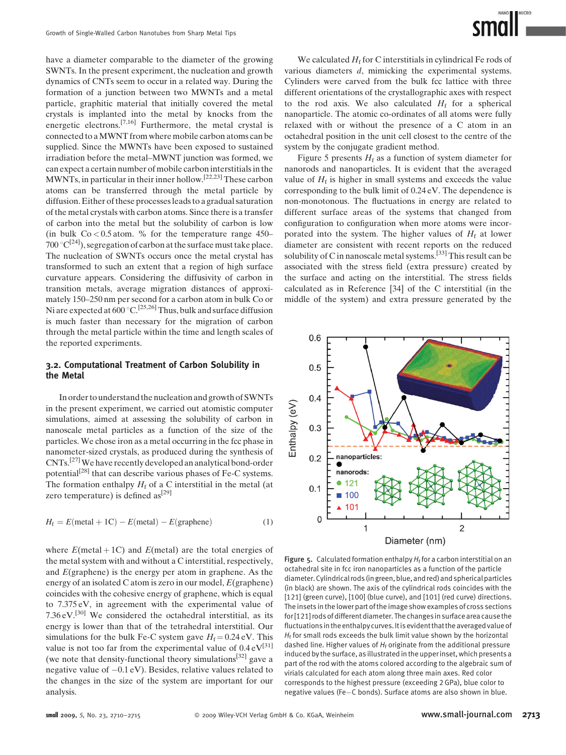have a diameter comparable to the diameter of the growing SWNTs. In the present experiment, the nucleation and growth dynamics of CNTs seem to occur in a related way. During the formation of a junction between two MWNTs and a metal particle, graphitic material that initially covered the metal crystals is implanted into the metal by knocks from the energetic electrons.[7,16] Furthermore, the metal crystal is connected to a MWNT from where mobile carbon atoms can be supplied. Since the MWNTs have been exposed to sustained irradiation before the metal–MWNT junction was formed, we can expect a certain number of mobile carbon interstitials in the MWNTs, in particular in their inner hollow.[22,23] These carbon atoms can be transferred through the metal particle by diffusion. Either of these processes leads to a gradual saturation of the metal crystals with carbon atoms. Since there is a transfer of carbon into the metal but the solubility of carbon is low (in bulk Co < 0.5 atom. % for the temperature range 450–700 °C[24]), segregation of carbon at the surface must take place. The nucleation of SWNTs occurs once the metal crystal has transformed to such an extent that a region of high surface curvature appears. Considering the diffusivity of carbon in transition metals, average migration distances of approximately 150–250 nm per second for a carbon atom in bulk Co or Ni are expected at 600 °C.[25,26] Thus, bulk and surface diffusion is much faster than necessary for the migration of carbon through the metal particle within the time and length scales of the reported experiments.

### 3.2. Computational Treatment of Carbon Solubility in the Metal

In order to understand the nucleation and growth of SWNTs in the present experiment, we carried out atomistic computer simulations, aimed at assessing the solubility of carbon in nanoscale metal particles as a function of the size of the particles. We chose iron as a metal occurring in the fcc phase in nanometer-sized crystals, as produced during the synthesis of CNTs.[27] We have recently developed an analytical bond-order potential[28] that can describe various phases of Fe-C systems. The formation enthalpy $H_f$ of a C interstitial in the metal (at zero temperature) is defined as[29]

$$H_f = E(\text{metal} + 1\text{C}) - E(\text{metal}) - E(\text{graphene}) \qquad (1)$$

where $E(\text{metal}+1\text{C})$ and $E(\text{metal})$ are the total energies of the metal system with and without a C interstitial, respectively, and $E(\text{graphene})$ is the energy per atom in graphene. As the energy of an isolated C atom is zero in our model, $E(\text{graphene})$ coincides with the cohesive energy of graphene, which is equal to 7.375 eV, in agreement with the experimental value of 7.36 eV.[30] We considered the octahedral interstitial, as its energy is lower than that of the tetrahedral interstitial. Our simulations for the bulk Fe-C system gave $H_f = 0.24$ eV. This value is not too far from the experimental value of 0.4 eV[31] (we note that density-functional theory simulations[32] gave a negative value of −0.1 eV). Besides, relative values related to the changes in the size of the system are important for our analysis.

We calculated $H_f$ for C interstitials in cylindrical Fe rods of various diameters $d$, mimicking the experimental systems. Cylinders were carved from the bulk fcc lattice with three different orientations of the crystallographic axes with respect to the rod axis. We also calculated $H_f$ for a spherical nanoparticle. The atomic co-ordinates of all atoms were fully relaxed with or without the presence of a C atom in an octahedral position in the unit cell closest to the centre of the system by the conjugate gradient method.

Figure 5 presents $H_f$ as a function of system diameter for nanorods and nanoparticles. It is evident that the averaged value of $H_f$ is higher in small systems and exceeds the value corresponding to the bulk limit of 0.24 eV. The dependence is non-monotonous. The fluctuations in energy are related to different surface areas of the systems that changed from configuration to configuration when more atoms were incorporated into the system. The higher values of $H_f$ at lower diameter are consistent with recent reports on the reduced solubility of C in nanoscale metal systems.[33] This result can be associated with the stress field (extra pressure) created by the surface and acting on the interstitial. The stress fields calculated as in Reference [34] of the C interstitial (in the middle of the system) and extra pressure generated by the

Figure 5. Calculated formation enthalpy $H_f$ for a carbon interstitial on an octahedral site in fcc iron nanoparticles as a function of the particle diameter. Cylindrical rods (in green, blue, and red) and spherical particles (in black) are shown. The axis of the cylindrical rods coincides with the [121] (green curve), [100] (blue curve), and [101] (red curve) directions. The insets in the lower part of the image show examples of cross sections for [121] rods of different diameter. The changes in surface area cause the fluctuations in the enthalpy curves. It is evident that the averaged value of $H_f$ for small rods exceeds the bulk limit value shown by the horizontal dashed line. Higher values of $H_f$ originate from the additional pressure induced by the surface, as illustrated in the upper inset, which presents a part of the rod with the atoms colored according to the algebraic sum of virials calculated for each atom along three main axes. Red color corresponds to the highest pressure (exceeding 2 GPa), blue color to negative values (Fe–C bonds). Surface atoms are also shown in blue.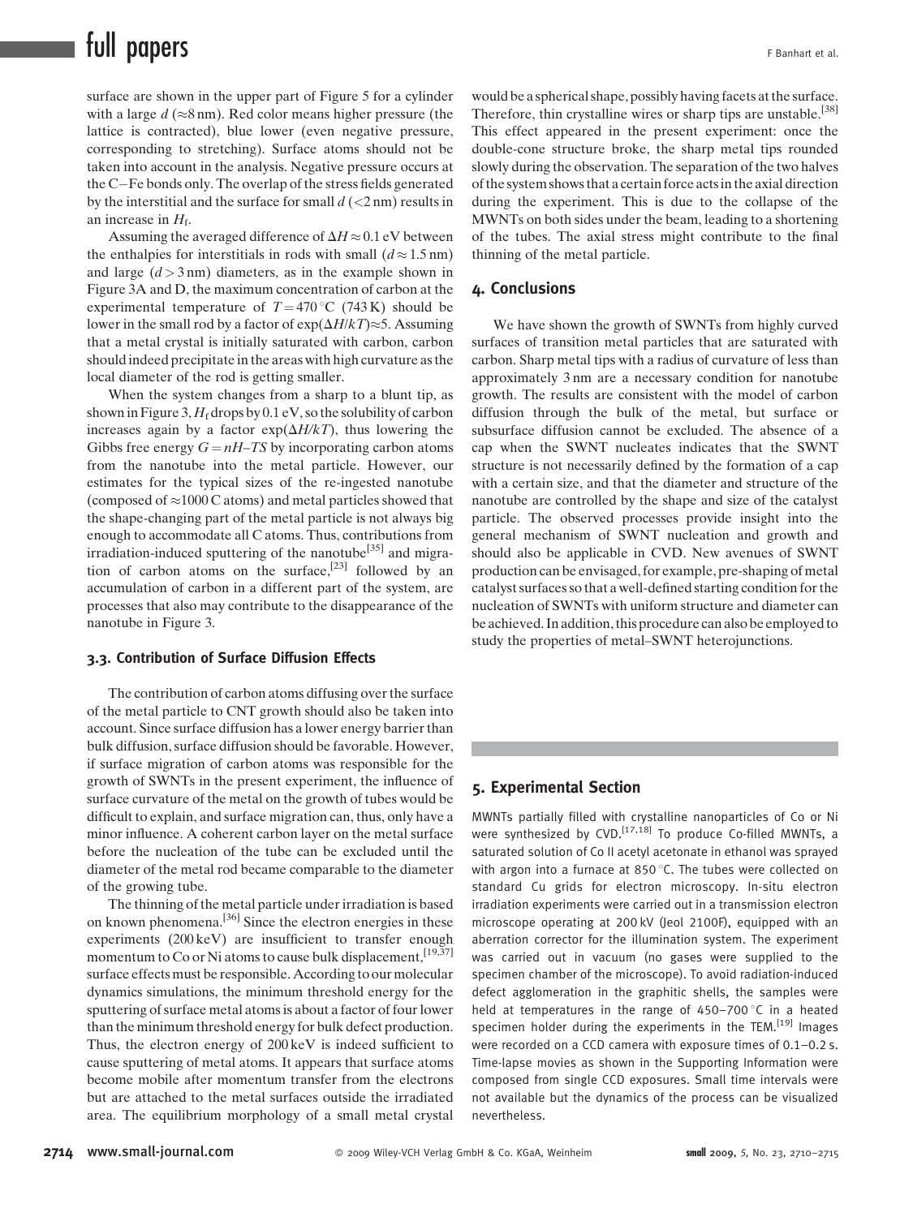surface are shown in the upper part of Figure 5 for a cylinder with a large $d$ (≈8 nm). Red color means higher pressure (the lattice is contracted), blue lower (even negative pressure, corresponding to stretching). Surface atoms should not be taken into account in the analysis. Negative pressure occurs at the C–Fe bonds only. The overlap of the stress fields generated by the interstitial and the surface for small $d$ (<2 nm) results in an increase in $H_f$.

Assuming the averaged difference of $\Delta H \approx 0.1$ eV between the enthalpies for interstitials in rods with small ($d \approx 1.5$ nm) and large ($d > 3$ nm) diameters, as in the example shown in Figure 3A and D, the maximum concentration of carbon at the experimental temperature of $T = 470\,^{\circ}$C (743 K) should be lower in the small rod by a factor of $\exp(\Delta H/kT) \approx 5$. Assuming that a metal crystal is initially saturated with carbon, carbon should indeed precipitate in the areas with high curvature as the local diameter of the rod is getting smaller.

When the system changes from a sharp to a blunt tip, as shown in Figure 3, $H_f$ drops by 0.1 eV, so the solubility of carbon increases again by a factor $\exp(\Delta H/kT)$, thus lowering the Gibbs free energy $G = nH–TS$ by incorporating carbon atoms from the nanotube into the metal particle. However, our estimates for the typical sizes of the re-ingested nanotube (composed of ≈1000 C atoms) and metal particles showed that the shape-changing part of the metal particle is not always big enough to accommodate all C atoms. Thus, contributions from irradiation-induced sputtering of the nanotube[35] and migration of carbon atoms on the surface,[23] followed by an accumulation of carbon in a different part of the system, are processes that also may contribute to the disappearance of the nanotube in Figure 3.

### 3.3. Contribution of Surface Diffusion Effects

The contribution of carbon atoms diffusing over the surface of the metal particle to CNT growth should also be taken into account. Since surface diffusion has a lower energy barrier than bulk diffusion, surface diffusion should be favorable. However, if surface migration of carbon atoms was responsible for the growth of SWNTs in the present experiment, the influence of surface curvature of the metal on the growth of tubes would be difficult to explain, and surface migration can, thus, only have a minor influence. A coherent carbon layer on the metal surface before the nucleation of the tube can be excluded until the diameter of the metal rod became comparable to the diameter of the growing tube.

The thinning of the metal particle under irradiation is based on known phenomena.[36] Since the electron energies in these experiments (200 keV) are insufficient to transfer enough momentum to Co or Ni atoms to cause bulk displacement,[19,37] surface effects must be responsible. According to our molecular dynamics simulations, the minimum threshold energy for the sputtering of surface metal atoms is about a factor of four lower than the minimum threshold energy for bulk defect production. Thus, the electron energy of 200 keV is indeed sufficient to cause sputtering of metal atoms. It appears that surface atoms become mobile after momentum transfer from the electrons but are attached to the metal surfaces outside the irradiated area. The equilibrium morphology of a small metal crystal would be a spherical shape, possibly having facets at the surface. Therefore, thin crystalline wires or sharp tips are unstable.[38] This effect appeared in the present experiment: once the double-cone structure broke, the sharp metal tips rounded slowly during the observation. The separation of the two halves of the system shows that a certain force acts in the axial direction during the experiment. This is due to the collapse of the MWNTs on both sides under the beam, leading to a shortening of the tubes. The axial stress might contribute to the final thinning of the metal particle.

## 4. Conclusions

We have shown the growth of SWNTs from highly curved surfaces of transition metal particles that are saturated with carbon. Sharp metal tips with a radius of curvature of less than approximately 3 nm are a necessary condition for nanotube growth. The results are consistent with the model of carbon diffusion through the bulk of the metal, but surface or subsurface diffusion cannot be excluded. The absence of a cap when the SWNT nucleates indicates that the SWNT structure is not necessarily defined by the formation of a cap with a certain size, and that the diameter and structure of the nanotube are controlled by the shape and size of the catalyst particle. The observed processes provide insight into the general mechanism of SWNT nucleation and growth and should also be applicable in CVD. New avenues of SWNT production can be envisaged, for example, pre-shaping of metal catalyst surfaces so that a well-defined starting condition for the nucleation of SWNTs with uniform structure and diameter can be achieved. In addition, this procedure can also be employed to study the properties of metal–SWNT heterojunctions.

## 5. Experimental Section

MWNTs partially filled with crystalline nanoparticles of Co or Ni were synthesized by CVD.[17,18] To produce Co-filled MWNTs, a saturated solution of Co II acetyl acetonate in ethanol was sprayed with argon into a furnace at 850 °C. The tubes were collected on standard Cu grids for electron microscopy. In-situ electron irradiation experiments were carried out in a transmission electron microscope operating at 200 kV (Jeol 2100F), equipped with an aberration corrector for the illumination system. The experiment was carried out in vacuum (no gases were supplied to the specimen chamber of the microscope). To avoid radiation-induced defect agglomeration in the graphitic shells, the samples were held at temperatures in the range of 450–700 °C in a heated specimen holder during the experiments in the TEM.[19] Images were recorded on a CCD camera with exposure times of 0.1–0.2 s. Time-lapse movies as shown in the Supporting Information were composed from single CCD exposures. Small time intervals were not available but the dynamics of the process can be visualized nevertheless.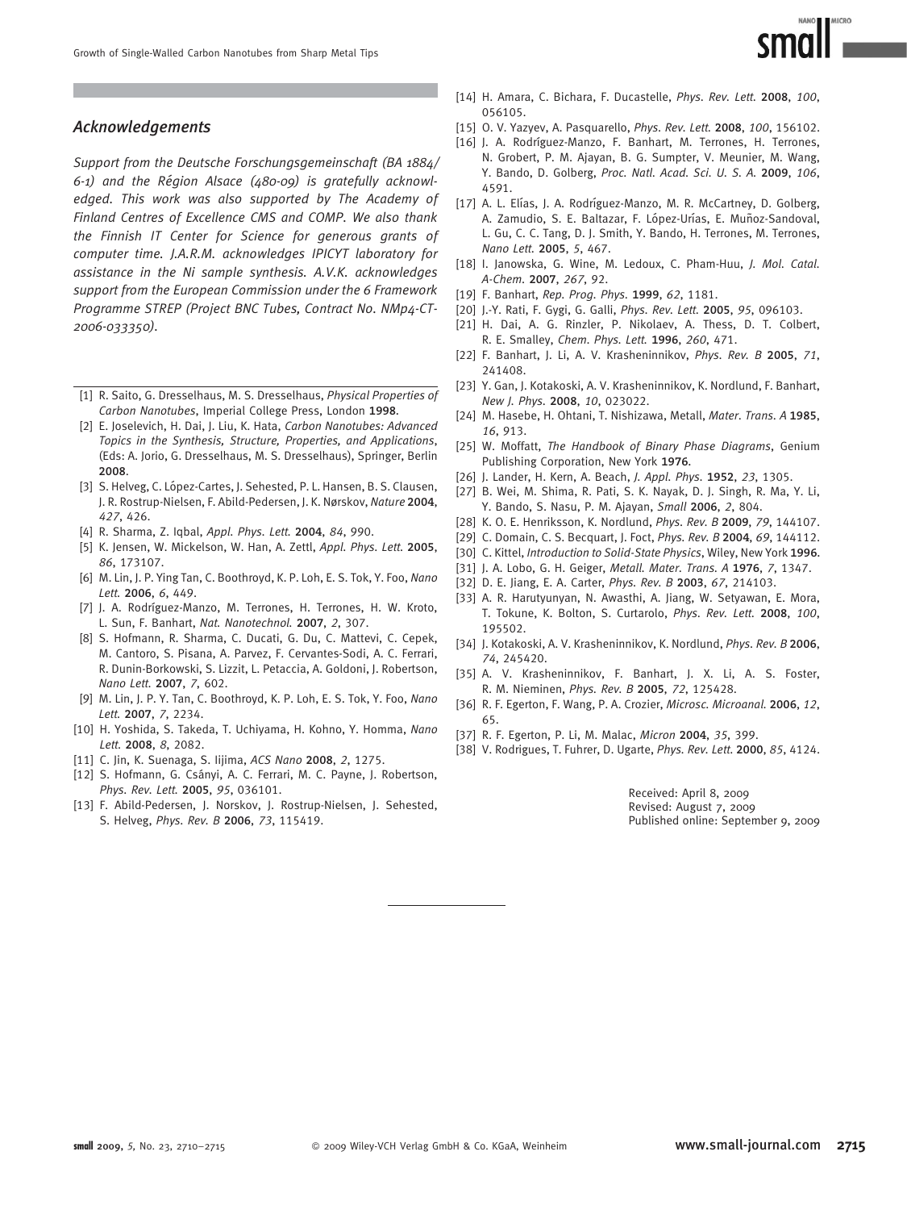## Acknowledgements

*Support from the Deutsche Forschungsgemeinschaft (BA 1884/6-1) and the Région Alsace (480-09) is gratefully acknowledged. This work was also supported by The Academy of Finland Centres of Excellence CMS and COMP. We also thank the Finnish IT Center for Science for generous grants of computer time. J.A.R.M. acknowledges IPICYT laboratory for assistance in the Ni sample synthesis. A.V.K. acknowledges support from the European Commission under the 6 Framework Programme STREP (Project BNC Tubes, Contract No. NMP4-CT-2006-033350).*

---

[1] R. Saito, G. Dresselhaus, M. S. Dresselhaus, *Physical Properties of Carbon Nanotubes*, Imperial College Press, London **1998**.
[2] E. Joselevich, H. Dai, J. Liu, K. Hata, *Carbon Nanotubes: Advanced Topics in the Synthesis, Structure, Properties, and Applications*, (Eds: A. Jorio, G. Dresselhaus, M. S. Dresselhaus), Springer, Berlin **2008**.
[3] S. Helveg, C. López-Cartes, J. Sehested, P. L. Hansen, B. S. Clausen, J. R. Rostrup-Nielsen, F. Abild-Pedersen, J. K. Nørskov, *Nature* **2004**, *427*, 426.
[4] R. Sharma, Z. Iqbal, *Appl. Phys. Lett.* **2004**, *84*, 990.
[5] K. Jensen, W. Mickelson, W. Han, A. Zettl, *Appl. Phys. Lett.* **2005**, *86*, 173107.
[6] M. Lin, J. P. Ying Tan, C. Boothroyd, K. P. Loh, E. S. Tok, Y. Foo, *Nano Lett.* **2006**, *6*, 449.
[7] J. A. Rodríguez-Manzo, M. Terrones, H. Terrones, H. W. Kroto, L. Sun, F. Banhart, *Nat. Nanotechnol.* **2007**, *2*, 307.
[8] S. Hofmann, R. Sharma, C. Ducati, G. Du, C. Mattevi, C. Cepek, M. Cantoro, S. Pisana, A. Parvez, F. Cervantes-Sodi, A. C. Ferrari, R. Dunin-Borkowski, S. Lizzit, L. Petaccia, A. Goldoni, J. Robertson, *Nano Lett.* **2007**, *7*, 602.
[9] M. Lin, J. P. Y. Tan, C. Boothroyd, K. P. Loh, E. S. Tok, Y. Foo, *Nano Lett.* **2007**, *7*, 2234.
[10] H. Yoshida, S. Takeda, T. Uchiyama, H. Kohno, Y. Homma, *Nano Lett.* **2008**, *8*, 2082.
[11] C. Jin, K. Suenaga, S. Iijima, *ACS Nano* **2008**, *2*, 1275.
[12] S. Hofmann, G. Csányi, A. C. Ferrari, M. C. Payne, J. Robertson, *Phys. Rev. Lett.* **2005**, *95*, 036101.
[13] F. Abild-Pedersen, J. Norskov, J. Rostrup-Nielsen, J. Sehested, S. Helveg, *Phys. Rev. B* **2006**, *73*, 115419.
[14] H. Amara, C. Bichara, F. Ducastelle, *Phys. Rev. Lett.* **2008**, *100*, 056105.
[15] O. V. Yazyev, A. Pasquarello, *Phys. Rev. Lett.* **2008**, *100*, 156102.
[16] J. A. Rodríguez-Manzo, F. Banhart, M. Terrones, H. Terrones, N. Grobert, P. M. Ajayan, B. G. Sumpter, V. Meunier, M. Wang, Y. Bando, D. Golberg, *Proc. Natl. Acad. Sci. U. S. A.* **2009**, *106*, 4591.
[17] A. L. Elías, J. A. Rodríguez-Manzo, M. R. McCartney, D. Golberg, A. Zamudio, S. E. Baltazar, F. López-Urías, E. Muñoz-Sandoval, L. Gu, C. C. Tang, D. J. Smith, Y. Bando, H. Terrones, M. Terrones, *Nano Lett.* **2005**, *5*, 467.
[18] I. Janowska, G. Wine, M. Ledoux, C. Pham-Huu, *J. Mol. Catal. A-Chem.* **2007**, *267*, 92.
[19] F. Banhart, *Rep. Prog. Phys.* **1999**, *62*, 1181.
[20] J.-Y. Rati, F. Gygi, G. Galli, *Phys. Rev. Lett.* **2005**, *95*, 096103.
[21] H. Dai, A. G. Rinzler, P. Nikolaev, A. Thess, D. T. Colbert, R. E. Smalley, *Chem. Phys. Lett.* **1996**, *260*, 471.
[22] F. Banhart, J. Li, A. V. Krasheninnikov, *Phys. Rev. B* **2005**, *71*, 241408.
[23] Y. Gan, J. Kotakoski, A. V. Krasheninnikov, K. Nordlund, F. Banhart, *New J. Phys.* **2008**, *10*, 023022.
[24] M. Hasebe, H. Ohtani, T. Nishizawa, Metall, *Mater. Trans. A* **1985**, *16*, 913.
[25] W. Moffatt, *The Handbook of Binary Phase Diagrams*, Genium Publishing Corporation, New York **1976**.
[26] J. Lander, H. Kern, A. Beach, *J. Appl. Phys.* **1952**, *23*, 1305.
[27] B. Wei, M. Shima, R. Pati, S. K. Nayak, D. J. Singh, R. Ma, Y. Li, Y. Bando, S. Nasu, P. M. Ajayan, *Small* **2006**, *2*, 804.
[28] K. O. E. Henriksson, K. Nordlund, *Phys. Rev. B* **2009**, *79*, 144107.
[29] C. Domain, C. S. Becquart, J. Foct, *Phys. Rev. B* **2004**, *69*, 144112.
[30] C. Kittel, *Introduction to Solid-State Physics*, Wiley, New York **1996**.
[31] J. A. Lobo, G. H. Geiger, *Metall. Mater. Trans. A* **1976**, *7*, 1347.
[32] D. E. Jiang, E. A. Carter, *Phys. Rev. B* **2003**, *67*, 214103.
[33] A. R. Harutyunyan, N. Awasthi, A. Jiang, W. Setyawan, E. Mora, T. Tokune, K. Bolton, S. Curtarolo, *Phys. Rev. Lett.* **2008**, *100*, 195502.
[34] J. Kotakoski, A. V. Krasheninnikov, K. Nordlund, *Phys. Rev. B* **2006**, *74*, 245420.
[35] A. V. Krasheninnikov, F. Banhart, J. X. Li, A. S. Foster, R. M. Nieminen, *Phys. Rev. B* **2005**, *72*, 125428.
[36] R. F. Egerton, F. Wang, P. A. Crozier, *Microsc. Microanal.* **2006**, *12*, 65.
[37] R. F. Egerton, P. Li, M. Malac, *Micron* **2004**, *35*, 399.
[38] V. Rodrigues, T. Fuhrer, D. Ugarte, *Phys. Rev. Lett.* **2000**, *85*, 4124.

Received: April 8, 2009
Revised: August 7, 2009
Published online: September 9, 2009